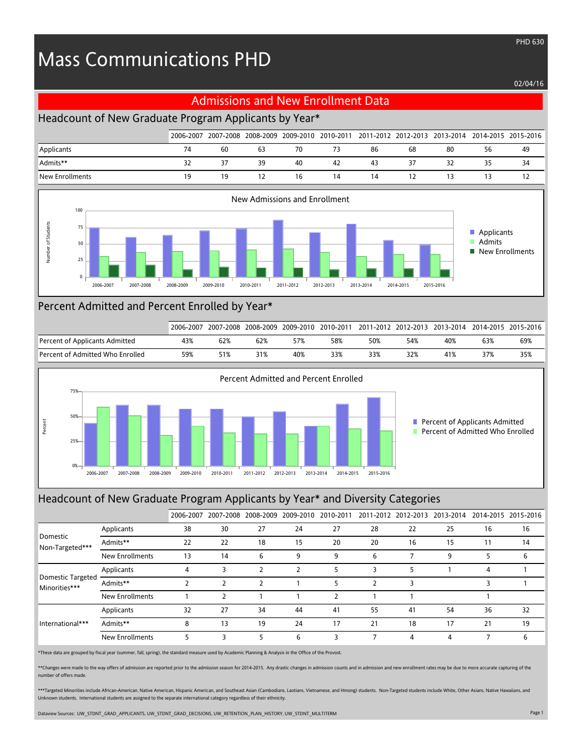# Mass Communications PHD

PHD 630

02/04/16

## Admissions and New Enrollment Data

### Headcount of New Graduate Program Applicants by Year*

| | 2006-2007 | 2007-2008 | 2008-2009 | 2009-2010 | 2010-2011 | 2011-2012 | 2012-2013 | 2013-2014 | 2014-2015 | 2015-2016 |
|---|---|---|---|---|---|---|---|---|---|---|
| Applicants | 74 | 60 | 63 | 70 | 73 | 86 | 68 | 80 | 56 | 49 |
| Admits** | 32 | 37 | 39 | 40 | 42 | 43 | 37 | 32 | 35 | 34 |
| New Enrollments | 19 | 19 | 12 | 16 | 14 | 14 | 12 | 13 | 13 | 12 |

New Admissions and Enrollment

### Percent Admitted and Percent Enrolled by Year*

| | 2006-2007 | 2007-2008 | 2008-2009 | 2009-2010 | 2010-2011 | 2011-2012 | 2012-2013 | 2013-2014 | 2014-2015 | 2015-2016 |
|---|---|---|---|---|---|---|---|---|---|---|
| Percent of Applicants Admitted | 43% | 62% | 62% | 57% | 58% | 50% | 54% | 40% | 63% | 69% |
| Percent of Admitted Who Enrolled | 59% | 51% | 31% | 40% | 33% | 33% | 32% | 41% | 37% | 35% |

Percent Admitted and Percent Enrolled

### Headcount of New Graduate Program Applicants by Year* and Diversity Categories

| | | 2006-2007 | 2007-2008 | 2008-2009 | 2009-2010 | 2010-2011 | 2011-2012 | 2012-2013 | 2013-2014 | 2014-2015 | 2015-2016 |
|---|---|---|---|---|---|---|---|---|---|---|---|
| Domestic Non-Targeted*** | Applicants | 38 | 30 | 27 | 24 | 27 | 28 | 22 | 25 | 16 | 16 |
| | Admits** | 22 | 22 | 18 | 15 | 20 | 20 | 16 | 15 | 11 | 14 |
| | New Enrollments | 13 | 14 | 6 | 9 | 9 | 6 | 7 | 9 | 5 | 6 |
| Domestic Targeted Minorities*** | Applicants | 4 | 3 | 2 | 2 | 5 | 3 | 5 | 1 | 4 | 1 |
| | Admits** | 2 | 2 | 2 | 1 | 5 | 2 | 3 | | 3 | 1 |
| | New Enrollments | 1 | 2 | 1 | 1 | 2 | 1 | 1 | | 1 | |
| International*** | Applicants | 32 | 27 | 34 | 44 | 41 | 55 | 41 | 54 | 36 | 32 |
| | Admits** | 8 | 13 | 19 | 24 | 17 | 21 | 18 | 17 | 21 | 19 |
| | New Enrollments | 5 | 3 | 5 | 6 | 3 | 7 | 4 | 4 | 7 | 6 |

*These data are grouped by fiscal year (summer, fall, spring), the standard measure used by Academic Planning & Analysis in the Office of the Provost.

**Changes were made to the way offers of admission are reported prior to the admission season for 2014-2015. Any drastic changes in admission counts and in admission and new enrollment rates may be due to more accurate capturing of the number of offers made.

***Targeted Minorities include African-American, Native American, Hispanic American, and Southeast Asian (Cambodians, Laotians, Vietnamese, and Hmong) students. Non-Targeted students include White, Other Asians, Native Hawaiians, and Unknown students. International students are assigned to the separate international category regardless of their ethnicity.

Dataview Sources: UW_STDNT_GRAD_APPLICANTS, UW_STDNT_GRAD_DECISIONS, UW_RETENTION_PLAN_HISTORY, UW_STDNT_MULTITERM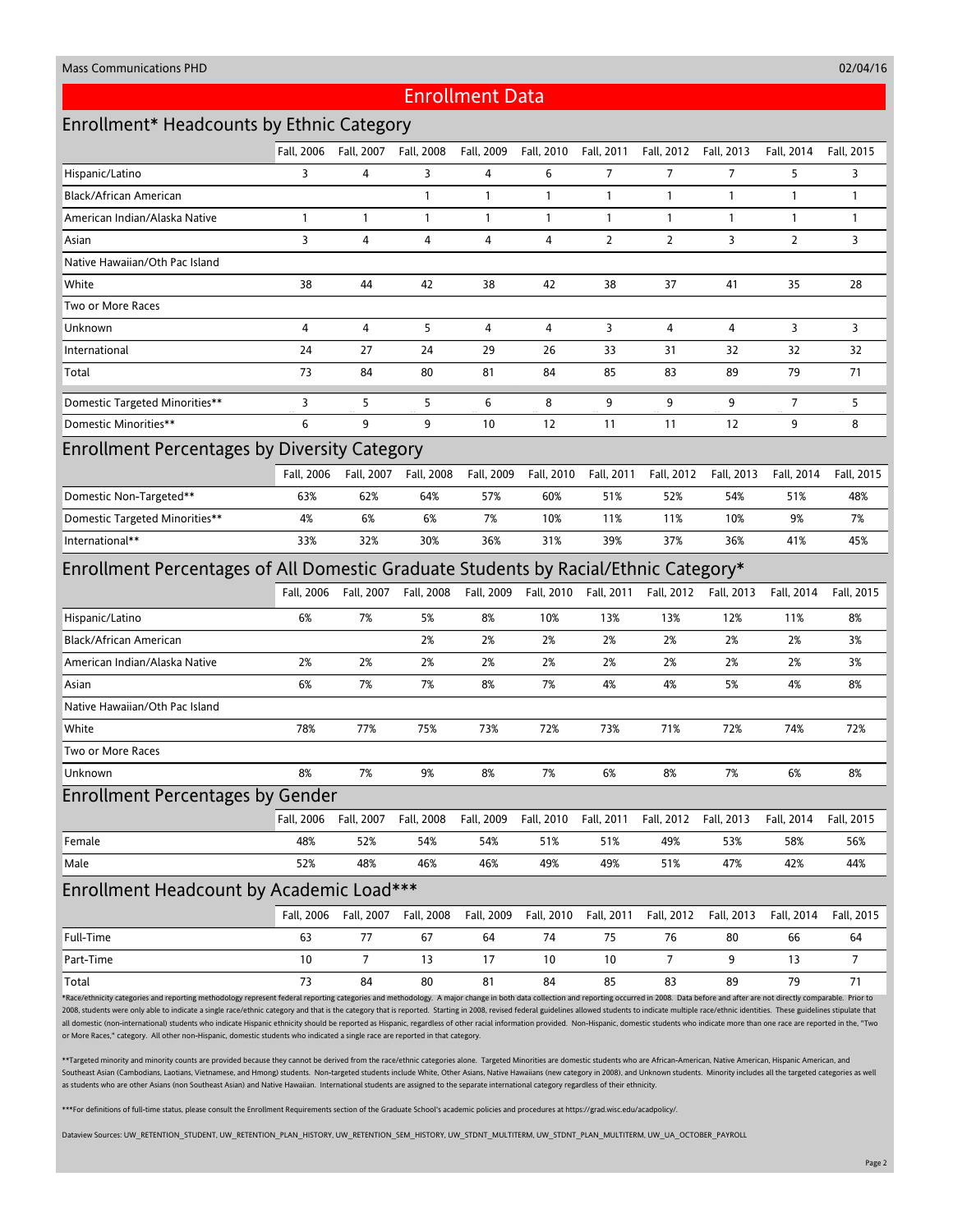## Enrollment Data

### Enrollment* Headcounts by Ethnic Category

| | Fall, 2006 | Fall, 2007 | Fall, 2008 | Fall, 2009 | Fall, 2010 | Fall, 2011 | Fall, 2012 | Fall, 2013 | Fall, 2014 | Fall, 2015 |
|---|---|---|---|---|---|---|---|---|---|---|
| Hispanic/Latino | 3 | 4 | 3 | 4 | 6 | 7 | 7 | 7 | 5 | 3 |
| Black/African American | | | 1 | 1 | 1 | 1 | 1 | 1 | 1 | 1 |
| American Indian/Alaska Native | 1 | 1 | 1 | 1 | 1 | 1 | 1 | 1 | 1 | 1 |
| Asian | 3 | 4 | 4 | 4 | 4 | 2 | 2 | 3 | 2 | 3 |
| Native Hawaiian/Oth Pac Island | | | | | | | | | | |
| White | 38 | 44 | 42 | 38 | 42 | 38 | 37 | 41 | 35 | 28 |
| Two or More Races | | | | | | | | | | |
| Unknown | 4 | 4 | 5 | 4 | 4 | 3 | 4 | 4 | 3 | 3 |
| International | 24 | 27 | 24 | 29 | 26 | 33 | 31 | 32 | 32 | 32 |
| Total | 73 | 84 | 80 | 81 | 84 | 85 | 83 | 89 | 79 | 71 |
| Domestic Targeted Minorities** | 3 | 5 | 5 | 6 | 8 | 9 | 9 | 9 | 7 | 5 |
| Domestic Minorities** | 6 | 9 | 9 | 10 | 12 | 11 | 11 | 12 | 9 | 8 |

### Enrollment Percentages by Diversity Category

| | Fall, 2006 | Fall, 2007 | Fall, 2008 | Fall, 2009 | Fall, 2010 | Fall, 2011 | Fall, 2012 | Fall, 2013 | Fall, 2014 | Fall, 2015 |
|---|---|---|---|---|---|---|---|---|---|---|
| Domestic Non-Targeted** | 63% | 62% | 64% | 57% | 60% | 51% | 52% | 54% | 51% | 48% |
| Domestic Targeted Minorities** | 4% | 6% | 6% | 7% | 10% | 11% | 11% | 10% | 9% | 7% |
| International** | 33% | 32% | 30% | 36% | 31% | 39% | 37% | 36% | 41% | 45% |

### Enrollment Percentages of All Domestic Graduate Students by Racial/Ethnic Category*

| | Fall, 2006 | Fall, 2007 | Fall, 2008 | Fall, 2009 | Fall, 2010 | Fall, 2011 | Fall, 2012 | Fall, 2013 | Fall, 2014 | Fall, 2015 |
|---|---|---|---|---|---|---|---|---|---|---|
| Hispanic/Latino | 6% | 7% | 5% | 8% | 10% | 13% | 13% | 12% | 11% | 8% |
| Black/African American | | | 2% | 2% | 2% | 2% | 2% | 2% | 2% | 3% |
| American Indian/Alaska Native | 2% | 2% | 2% | 2% | 2% | 2% | 2% | 2% | 2% | 3% |
| Asian | 6% | 7% | 7% | 8% | 7% | 4% | 4% | 5% | 4% | 8% |
| Native Hawaiian/Oth Pac Island | | | | | | | | | | |
| White | 78% | 77% | 75% | 73% | 72% | 73% | 71% | 72% | 74% | 72% |
| Two or More Races | | | | | | | | | | |
| Unknown | 8% | 7% | 9% | 8% | 7% | 6% | 8% | 7% | 6% | 8% |

### Enrollment Percentages by Gender

| | Fall, 2006 | Fall, 2007 | Fall, 2008 | Fall, 2009 | Fall, 2010 | Fall, 2011 | Fall, 2012 | Fall, 2013 | Fall, 2014 | Fall, 2015 |
|---|---|---|---|---|---|---|---|---|---|---|
| Female | 48% | 52% | 54% | 54% | 51% | 51% | 49% | 53% | 58% | 56% |
| Male | 52% | 48% | 46% | 46% | 49% | 49% | 51% | 47% | 42% | 44% |

### Enrollment Headcount by Academic Load***

| | Fall, 2006 | Fall, 2007 | Fall, 2008 | Fall, 2009 | Fall, 2010 | Fall, 2011 | Fall, 2012 | Fall, 2013 | Fall, 2014 | Fall, 2015 |
|---|---|---|---|---|---|---|---|---|---|---|
| Full-Time | 63 | 77 | 67 | 64 | 74 | 75 | 76 | 80 | 66 | 64 |
| Part-Time | 10 | 7 | 13 | 17 | 10 | 10 | 7 | 9 | 13 | 7 |
| Total | 73 | 84 | 80 | 81 | 84 | 85 | 83 | 89 | 79 | 71 |

*Race/ethnicity categories and reporting methodology represent federal reporting categories and methodology. A major change in both data collection and reporting occurred in 2008. Data before and after are not directly comparable. Prior to 2008, students were only able to indicate a single race/ethnic category and that is the category that is reported. Starting in 2008, revised federal guidelines allowed students to indicate multiple race/ethnic identities. These guidelines stipulate that all domestic (non-international) students who indicate Hispanic ethnicity should be reported as Hispanic, regardless of other racial information provided. Non-Hispanic, domestic students who indicate more than one race are reported in the, "Two or More Races," category. All other non-Hispanic, domestic students who indicated a single race are reported in that category.

**Targeted minority and minority counts are provided because they cannot be derived from the race/ethnic categories alone. Targeted Minorities are domestic students who are African-American, Native American, Hispanic American, and Southeast Asian (Cambodians, Laotians, Vietnamese, and Hmong) students. Non-targeted students include White, Other Asians, Native Hawaiians (new category in 2008), and Unknown students. Minority includes all the targeted categories as well as students who are other Asians (non Southeast Asian) and Native Hawaiian. International students are assigned to the separate international category regardless of their ethnicity.

***For definitions of full-time status, please consult the Enrollment Requirements section of the Graduate School's academic policies and procedures at https://grad.wisc.edu/acadpolicy/.

Dataview Sources: UW_RETENTION_STUDENT, UW_RETENTION_PLAN_HISTORY, UW_RETENTION_SEM_HISTORY, UW_STDNT_MULTITERM, UW_STDNT_PLAN_MULTITERM, UW_UA_OCTOBER_PAYROLL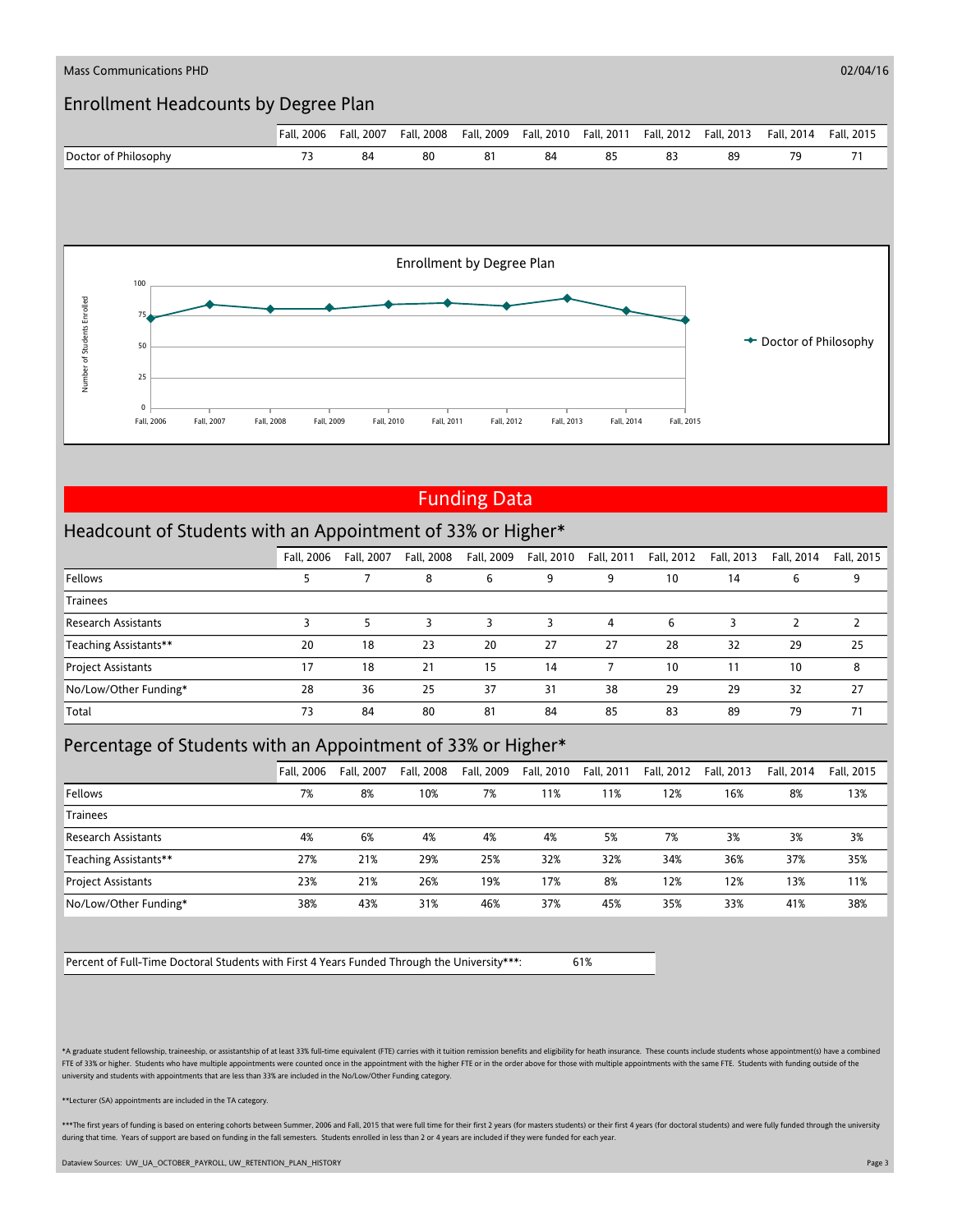Mass Communications PHD

02/04/16

## Enrollment Headcounts by Degree Plan

| | Fall, 2006 | Fall, 2007 | Fall, 2008 | Fall, 2009 | Fall, 2010 | Fall, 2011 | Fall, 2012 | Fall, 2013 | Fall, 2014 | Fall, 2015 |
|---|---|---|---|---|---|---|---|---|---|---|
| Doctor of Philosophy | 73 | 84 | 80 | 81 | 84 | 85 | 83 | 89 | 79 | 71 |

Enrollment by Degree Plan

# Funding Data

## Headcount of Students with an Appointment of 33% or Higher*

| | Fall, 2006 | Fall, 2007 | Fall, 2008 | Fall, 2009 | Fall, 2010 | Fall, 2011 | Fall, 2012 | Fall, 2013 | Fall, 2014 | Fall, 2015 |
|---|---|---|---|---|---|---|---|---|---|---|
| Fellows | 5 | 7 | 8 | 6 | 9 | 9 | 10 | 14 | 6 | 9 |
| Trainees | | | | | | | | | | |
| Research Assistants | 3 | 5 | 3 | 3 | 3 | 4 | 6 | 3 | 2 | 2 |
| Teaching Assistants** | 20 | 18 | 23 | 20 | 27 | 27 | 28 | 32 | 29 | 25 |
| Project Assistants | 17 | 18 | 21 | 15 | 14 | 7 | 10 | 11 | 10 | 8 |
| No/Low/Other Funding* | 28 | 36 | 25 | 37 | 31 | 38 | 29 | 29 | 32 | 27 |
| Total | 73 | 84 | 80 | 81 | 84 | 85 | 83 | 89 | 79 | 71 |

## Percentage of Students with an Appointment of 33% or Higher*

| | Fall, 2006 | Fall, 2007 | Fall, 2008 | Fall, 2009 | Fall, 2010 | Fall, 2011 | Fall, 2012 | Fall, 2013 | Fall, 2014 | Fall, 2015 |
|---|---|---|---|---|---|---|---|---|---|---|
| Fellows | 7% | 8% | 10% | 7% | 11% | 11% | 12% | 16% | 8% | 13% |
| Trainees | | | | | | | | | | |
| Research Assistants | 4% | 6% | 4% | 4% | 4% | 5% | 7% | 3% | 3% | 3% |
| Teaching Assistants** | 27% | 21% | 29% | 25% | 32% | 32% | 34% | 36% | 37% | 35% |
| Project Assistants | 23% | 21% | 26% | 19% | 17% | 8% | 12% | 12% | 13% | 11% |
| No/Low/Other Funding* | 38% | 43% | 31% | 46% | 37% | 45% | 35% | 33% | 41% | 38% |

| Percent of Full-Time Doctoral Students with First 4 Years Funded Through the University***: | 61% |
|---|---|

*A graduate student fellowship, traineeship, or assistantship of at least 33% full-time equivalent (FTE) carries with it tuition remission benefits and eligibility for heath insurance. These counts include students whose appointment(s) have a combined FTE of 33% or higher. Students who have multiple appointments were counted once in the appointment with the higher FTE or in the order above for those with multiple appointments with the same FTE. Students with funding outside of the university and students with appointments that are less than 33% are included in the No/Low/Other Funding category.

**Lecturer (SA) appointments are included in the TA category.

***The first years of funding is based on entering cohorts between Summer, 2006 and Fall, 2015 that were full time for their first 2 years (for masters students) or their first 4 years (for doctoral students) and were fully funded through the university during that time. Years of support are based on funding in the fall semesters. Students enrolled in less than 2 or 4 years are included if they were funded for each year.

Dataview Sources: UW_UA_OCTOBER_PAYROLL, UW_RETENTION_PLAN_HISTORY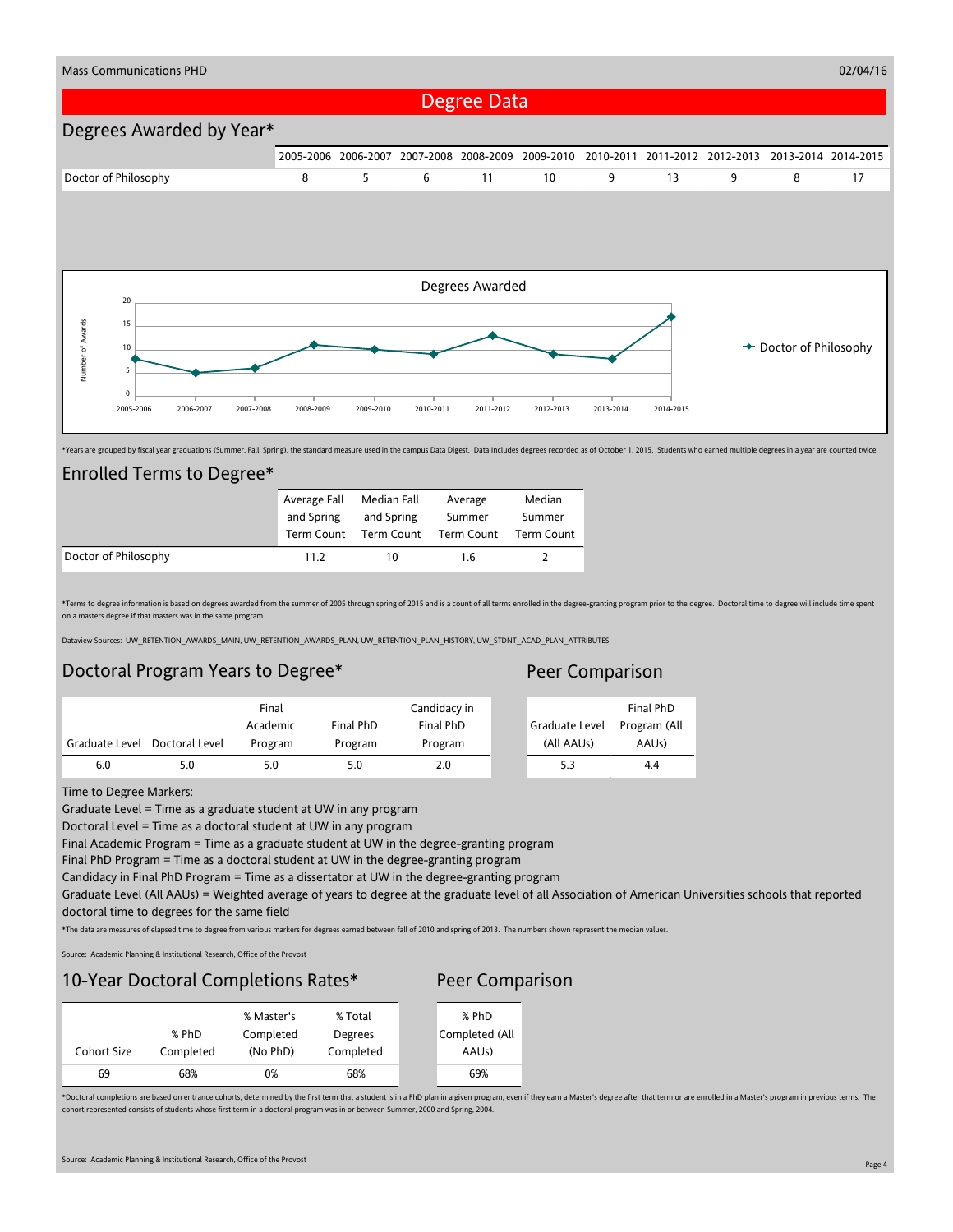# Degree Data

## Degrees Awarded by Year*

| | 2005-2006 | 2006-2007 | 2007-2008 | 2008-2009 | 2009-2010 | 2010-2011 | 2011-2012 | 2012-2013 | 2013-2014 | 2014-2015 |
|---|---|---|---|---|---|---|---|---|---|---|
| Doctor of Philosophy | 8 | 5 | 6 | 11 | 10 | 9 | 13 | 9 | 8 | 17 |

Degrees Awarded

Number of Awards

0
5
10
15
20

2005-2006 2006-2007 2007-2008 2008-2009 2009-2010 2010-2011 2011-2012 2012-2013 2013-2014 2014-2015

Doctor of Philosophy

*Years are grouped by fiscal year graduations (Summer, Fall, Spring), the standard measure used in the campus Data Digest. Data Includes degrees recorded as of October 1, 2015. Students who earned multiple degrees in a year are counted twice.

## Enrolled Terms to Degree*

| | Average Fall and Spring Term Count | Median Fall and Spring Term Count | Average Summer Term Count | Median Summer Term Count |
|---|---|---|---|---|
| Doctor of Philosophy | 11.2 | 10 | 1.6 | 2 |

*Terms to degree information is based on degrees awarded from the summer of 2005 through spring of 2015 and is a count of all terms enrolled in the degree-granting program prior to the degree. Doctoral time to degree will include time spent on a masters degree if that masters was in the same program.

Dataview Sources: UW_RETENTION_AWARDS_MAIN, UW_RETENTION_AWARDS_PLAN, UW_RETENTION_PLAN_HISTORY, UW_STDNT_ACAD_PLAN_ATTRIBUTES

## Doctoral Program Years to Degree*

| Graduate Level | Doctoral Level | Final Academic Program | Final PhD Program | Candidacy in Final PhD Program |
|---|---|---|---|---|
| 6.0 | 5.0 | 5.0 | 5.0 | 2.0 |

## Peer Comparison

| Graduate Level (All AAUs) | Final PhD Program (All AAUs) |
|---|---|
| 5.3 | 4.4 |

Time to Degree Markers:
Graduate Level = Time as a graduate student at UW in any program
Doctoral Level = Time as a doctoral student at UW in any program
Final Academic Program = Time as a graduate student at UW in the degree-granting program
Final PhD Program = Time as a doctoral student at UW in the degree-granting program
Candidacy in Final PhD Program = Time as a dissertator at UW in the degree-granting program
Graduate Level (All AAUs) = Weighted average of years to degree at the graduate level of all Association of American Universities schools that reported doctoral time to degrees for the same field

*The data are measures of elapsed time to degree from various markers for degrees earned between fall of 2010 and spring of 2013. The numbers shown represent the median values.

Source: Academic Planning & Institutional Research, Office of the Provost

## 10-Year Doctoral Completions Rates*

| Cohort Size | % PhD Completed | % Master's Completed (No PhD) | % Total Degrees Completed |
|---|---|---|---|
| 69 | 68% | 0% | 68% |

## Peer Comparison

| % PhD Completed (All AAUs) |
|---|
| 69% |

*Doctoral completions are based on entrance cohorts, determined by the first term that a student is in a PhD plan in a given program, even if they earn a Master's degree after that term or are enrolled in a Master's program in previous terms. The cohort represented consists of students whose first term in a doctoral program was in or between Summer, 2000 and Spring, 2004.

Source: Academic Planning & Institutional Research, Office of the Provost